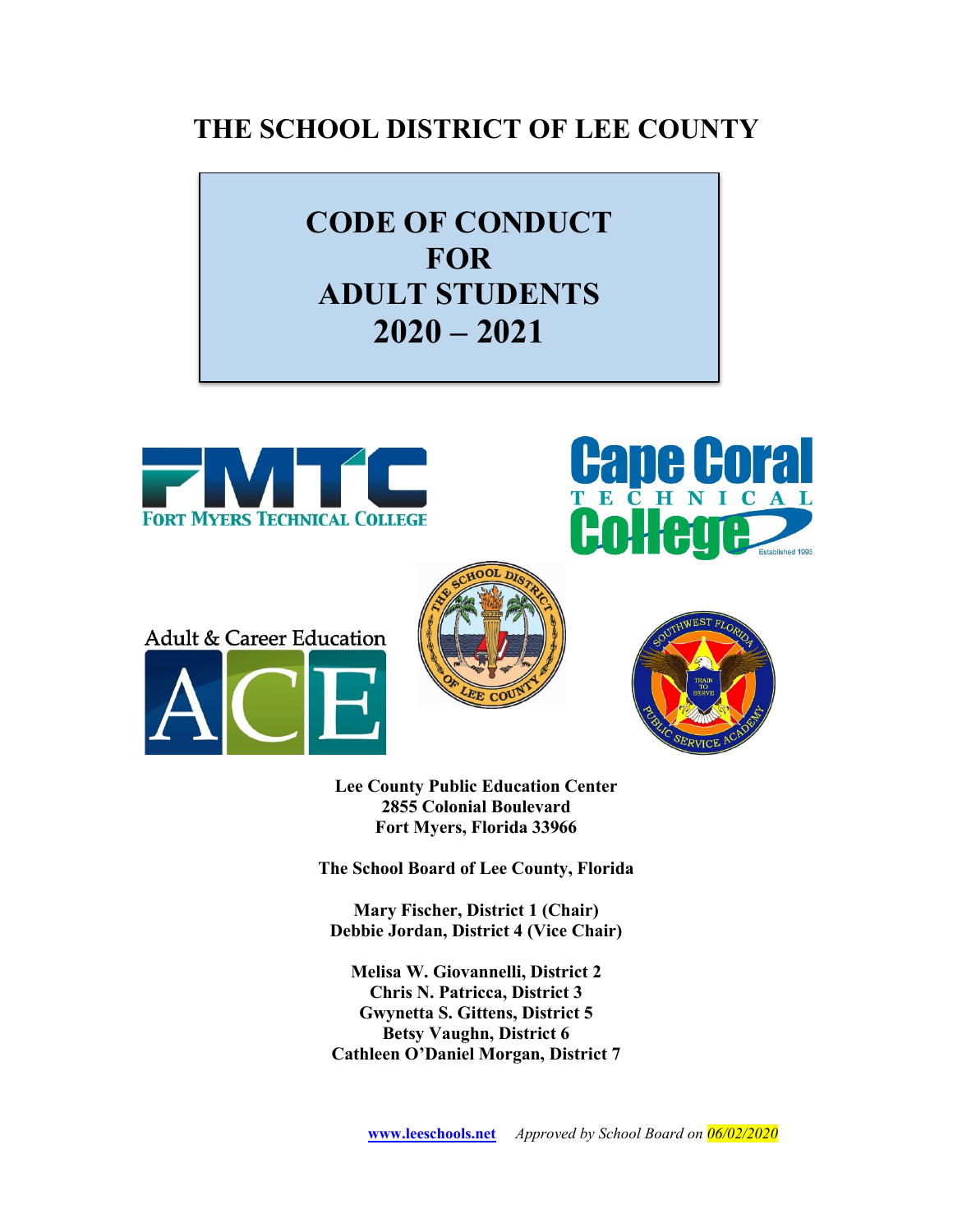# THE SCHOOL DISTRICT OF LEE COUNTY

## CODE OF CONDUCT FOR ADULT STUDENTS 2020 – 2021

**Lee County Public Education Center**
**2855 Colonial Boulevard**
**Fort Myers, Florida 33966**

**The School Board of Lee County, Florida**

**Mary Fischer, District 1 (Chair)**
**Debbie Jordan, District 4 (Vice Chair)**

**Melisa W. Giovannelli, District 2**
**Chris N. Patricca, District 3**
**Gwynetta S. Gittens, District 5**
**Betsy Vaughn, District 6**
**Cathleen O'Daniel Morgan, District 7**

**www.leeschools.net** *Approved by School Board on 06/02/2020*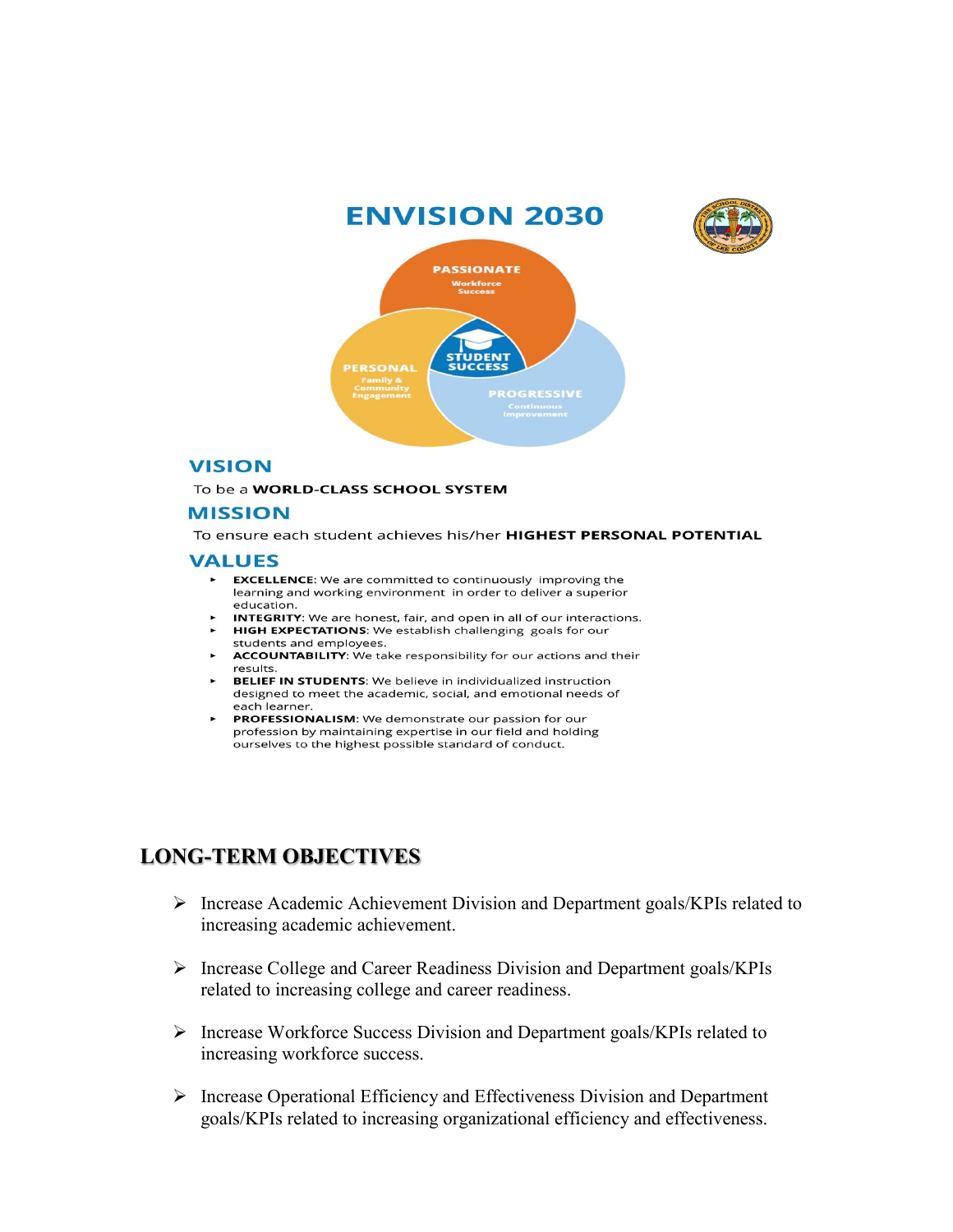# ENVISION 2030

PASSIONATE
Workforce Success

PERSONAL
Family & Community Engagement

STUDENT SUCCESS

PROGRESSIVE
Continuous Improvement

## VISION

To be a **WORLD-CLASS SCHOOL SYSTEM**

## MISSION

To ensure each student achieves his/her **HIGHEST PERSONAL POTENTIAL**

## VALUES

- **EXCELLENCE**: We are committed to continuously improving the learning and working environment in order to deliver a superior education.
- **INTEGRITY**: We are honest, fair, and open in all of our interactions.
- **HIGH EXPECTATIONS**: We establish challenging goals for our students and employees.
- **ACCOUNTABILITY**: We take responsibility for our actions and their results.
- **BELIEF IN STUDENTS**: We believe in individualized instruction designed to meet the academic, social, and emotional needs of each learner.
- **PROFESSIONALISM**: We demonstrate our passion for our profession by maintaining expertise in our field and holding ourselves to the highest possible standard of conduct.

## LONG-TERM OBJECTIVES

- Increase Academic Achievement Division and Department goals/KPIs related to increasing academic achievement.
- Increase College and Career Readiness Division and Department goals/KPIs related to increasing college and career readiness.
- Increase Workforce Success Division and Department goals/KPIs related to increasing workforce success.
- Increase Operational Efficiency and Effectiveness Division and Department goals/KPIs related to increasing organizational efficiency and effectiveness.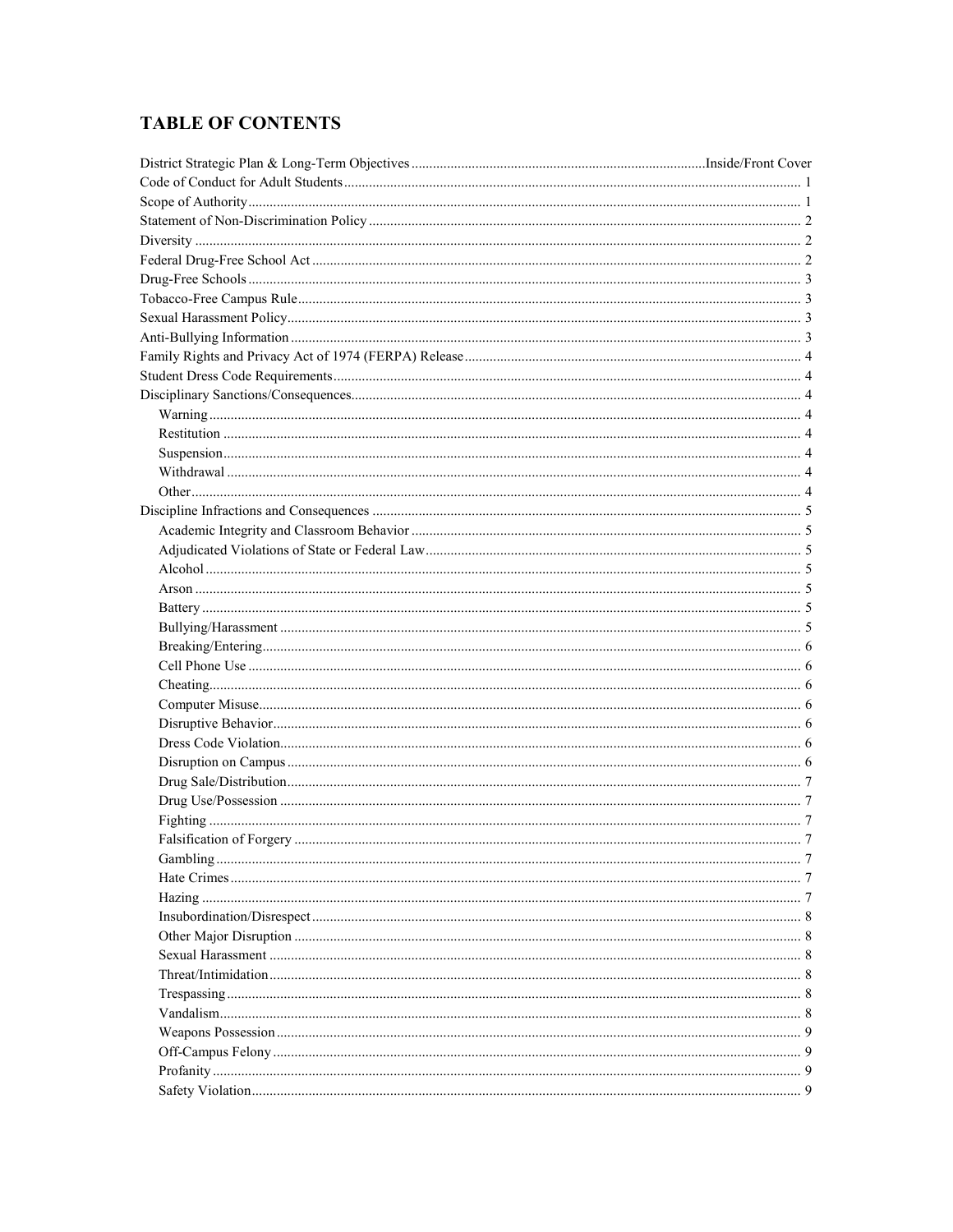## TABLE OF CONTENTS

District Strategic Plan & Long-Term Objectives .......... Inside/Front Cover
Code of Conduct for Adult Students .......... 1
Scope of Authority .......... 1
Statement of Non-Discrimination Policy .......... 2
Diversity .......... 2
Federal Drug-Free School Act .......... 2
Drug-Free Schools .......... 3
Tobacco-Free Campus Rule .......... 3
Sexual Harassment Policy .......... 3
Anti-Bullying Information .......... 3
Family Rights and Privacy Act of 1974 (FERPA) Release .......... 4
Student Dress Code Requirements .......... 4
Disciplinary Sanctions/Consequences .......... 4
- Warning .......... 4
- Restitution .......... 4
- Suspension .......... 4
- Withdrawal .......... 4
- Other .......... 4

Discipline Infractions and Consequences .......... 5
- Academic Integrity and Classroom Behavior .......... 5
- Adjudicated Violations of State or Federal Law .......... 5
- Alcohol .......... 5
- Arson .......... 5
- Battery .......... 5
- Bullying/Harassment .......... 5
- Breaking/Entering .......... 6
- Cell Phone Use .......... 6
- Cheating .......... 6
- Computer Misuse .......... 6
- Disruptive Behavior .......... 6
- Dress Code Violation .......... 6
- Disruption on Campus .......... 6
- Drug Sale/Distribution .......... 7
- Drug Use/Possession .......... 7
- Fighting .......... 7
- Falsification of Forgery .......... 7
- Gambling .......... 7
- Hate Crimes .......... 7
- Hazing .......... 7
- Insubordination/Disrespect .......... 8
- Other Major Disruption .......... 8
- Sexual Harassment .......... 8
- Threat/Intimidation .......... 8
- Trespassing .......... 8
- Vandalism .......... 8
- Weapons Possession .......... 9
- Off-Campus Felony .......... 9
- Profanity .......... 9
- Safety Violation .......... 9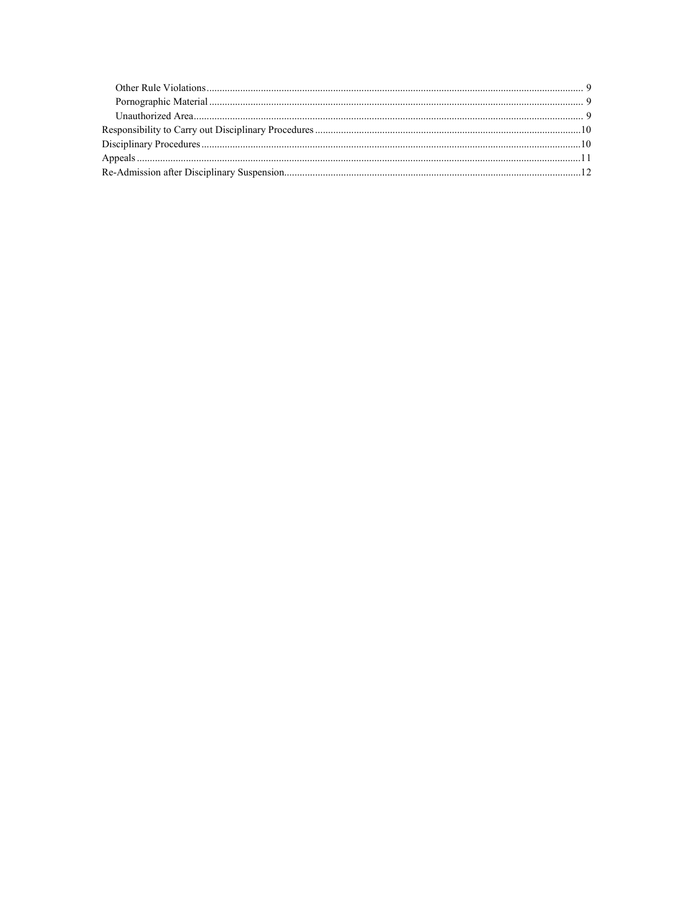- Other Rule Violations ... 9
- Pornographic Material ... 9
- Unauthorized Area ... 9

Responsibility to Carry out Disciplinary Procedures ... 10

Disciplinary Procedures ... 10

Appeals ... 11

Re-Admission after Disciplinary Suspension ... 12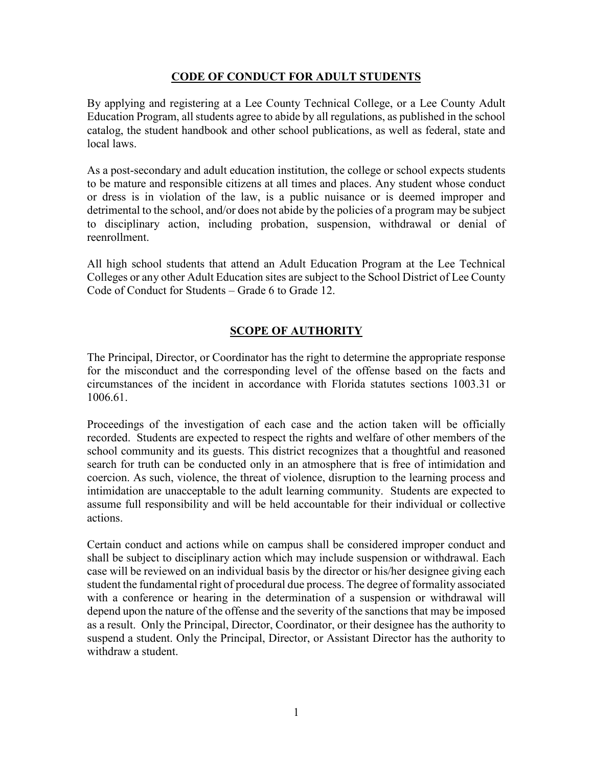## CODE OF CONDUCT FOR ADULT STUDENTS

By applying and registering at a Lee County Technical College, or a Lee County Adult Education Program, all students agree to abide by all regulations, as published in the school catalog, the student handbook and other school publications, as well as federal, state and local laws.

As a post-secondary and adult education institution, the college or school expects students to be mature and responsible citizens at all times and places. Any student whose conduct or dress is in violation of the law, is a public nuisance or is deemed improper and detrimental to the school, and/or does not abide by the policies of a program may be subject to disciplinary action, including probation, suspension, withdrawal or denial of reenrollment.

All high school students that attend an Adult Education Program at the Lee Technical Colleges or any other Adult Education sites are subject to the School District of Lee County Code of Conduct for Students – Grade 6 to Grade 12.

## SCOPE OF AUTHORITY

The Principal, Director, or Coordinator has the right to determine the appropriate response for the misconduct and the corresponding level of the offense based on the facts and circumstances of the incident in accordance with Florida statutes sections 1003.31 or 1006.61.

Proceedings of the investigation of each case and the action taken will be officially recorded. Students are expected to respect the rights and welfare of other members of the school community and its guests. This district recognizes that a thoughtful and reasoned search for truth can be conducted only in an atmosphere that is free of intimidation and coercion. As such, violence, the threat of violence, disruption to the learning process and intimidation are unacceptable to the adult learning community. Students are expected to assume full responsibility and will be held accountable for their individual or collective actions.

Certain conduct and actions while on campus shall be considered improper conduct and shall be subject to disciplinary action which may include suspension or withdrawal. Each case will be reviewed on an individual basis by the director or his/her designee giving each student the fundamental right of procedural due process. The degree of formality associated with a conference or hearing in the determination of a suspension or withdrawal will depend upon the nature of the offense and the severity of the sanctions that may be imposed as a result. Only the Principal, Director, Coordinator, or their designee has the authority to suspend a student. Only the Principal, Director, or Assistant Director has the authority to withdraw a student.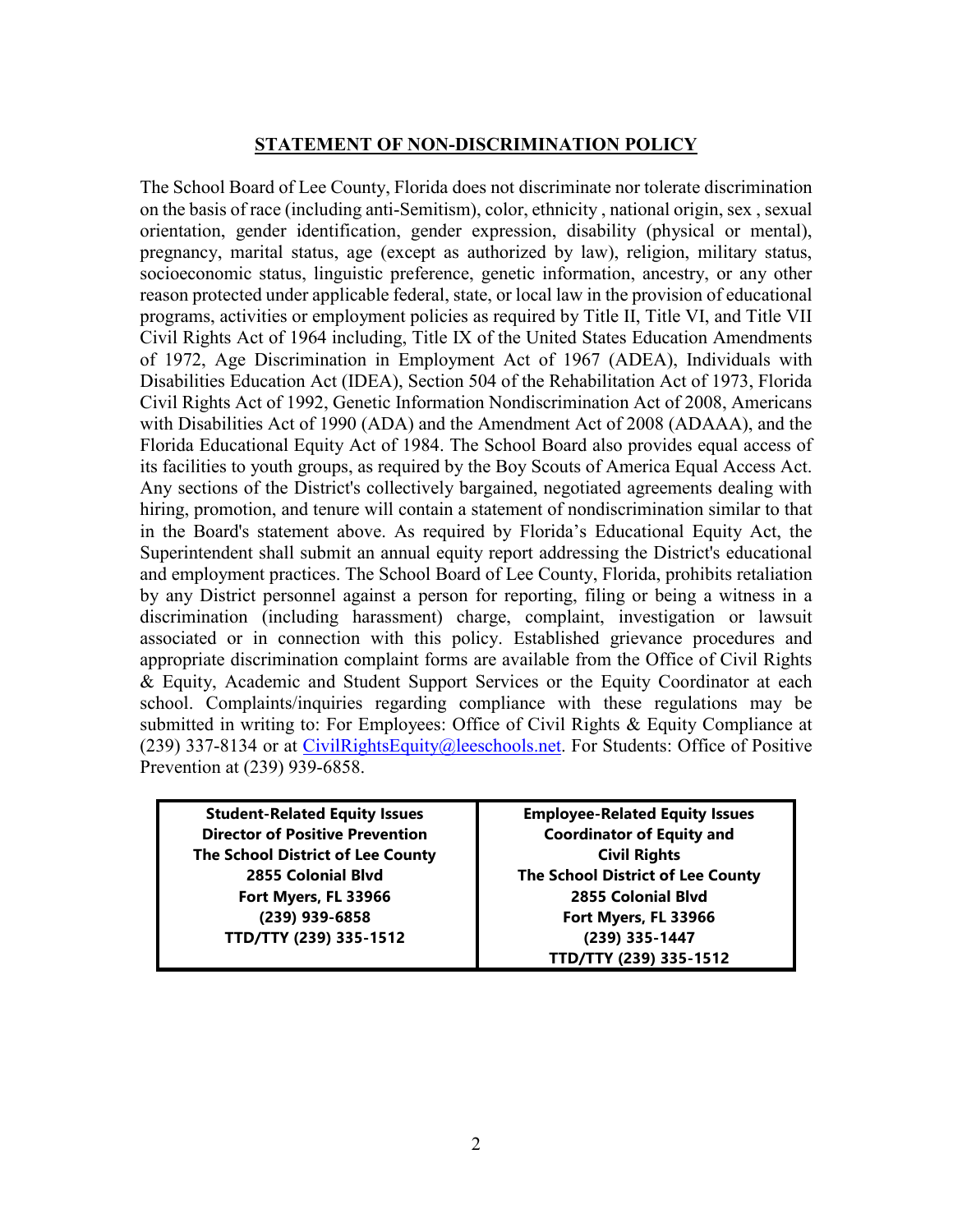## STATEMENT OF NON-DISCRIMINATION POLICY

The School Board of Lee County, Florida does not discriminate nor tolerate discrimination on the basis of race (including anti-Semitism), color, ethnicity , national origin, sex , sexual orientation, gender identification, gender expression, disability (physical or mental), pregnancy, marital status, age (except as authorized by law), religion, military status, socioeconomic status, linguistic preference, genetic information, ancestry, or any other reason protected under applicable federal, state, or local law in the provision of educational programs, activities or employment policies as required by Title II, Title VI, and Title VII Civil Rights Act of 1964 including, Title IX of the United States Education Amendments of 1972, Age Discrimination in Employment Act of 1967 (ADEA), Individuals with Disabilities Education Act (IDEA), Section 504 of the Rehabilitation Act of 1973, Florida Civil Rights Act of 1992, Genetic Information Nondiscrimination Act of 2008, Americans with Disabilities Act of 1990 (ADA) and the Amendment Act of 2008 (ADAAA), and the Florida Educational Equity Act of 1984. The School Board also provides equal access of its facilities to youth groups, as required by the Boy Scouts of America Equal Access Act. Any sections of the District's collectively bargained, negotiated agreements dealing with hiring, promotion, and tenure will contain a statement of nondiscrimination similar to that in the Board's statement above. As required by Florida's Educational Equity Act, the Superintendent shall submit an annual equity report addressing the District's educational and employment practices. The School Board of Lee County, Florida, prohibits retaliation by any District personnel against a person for reporting, filing or being a witness in a discrimination (including harassment) charge, complaint, investigation or lawsuit associated or in connection with this policy. Established grievance procedures and appropriate discrimination complaint forms are available from the Office of Civil Rights & Equity, Academic and Student Support Services or the Equity Coordinator at each school. Complaints/inquiries regarding compliance with these regulations may be submitted in writing to: For Employees: Office of Civil Rights & Equity Compliance at (239) 337-8134 or at CivilRightsEquity@leeschools.net. For Students: Office of Positive Prevention at (239) 939-6858.

| **Student-Related Equity Issues**<br>**Director of Positive Prevention**<br>**The School District of Lee County**<br>**2855 Colonial Blvd**<br>**Fort Myers, FL 33966**<br>**(239) 939-6858**<br>**TTD/TTY (239) 335-1512** | **Employee-Related Equity Issues**<br>**Coordinator of Equity and Civil Rights**<br>**The School District of Lee County**<br>**2855 Colonial Blvd**<br>**Fort Myers, FL 33966**<br>**(239) 335-1447**<br>**TTD/TTY (239) 335-1512** |
|---|---|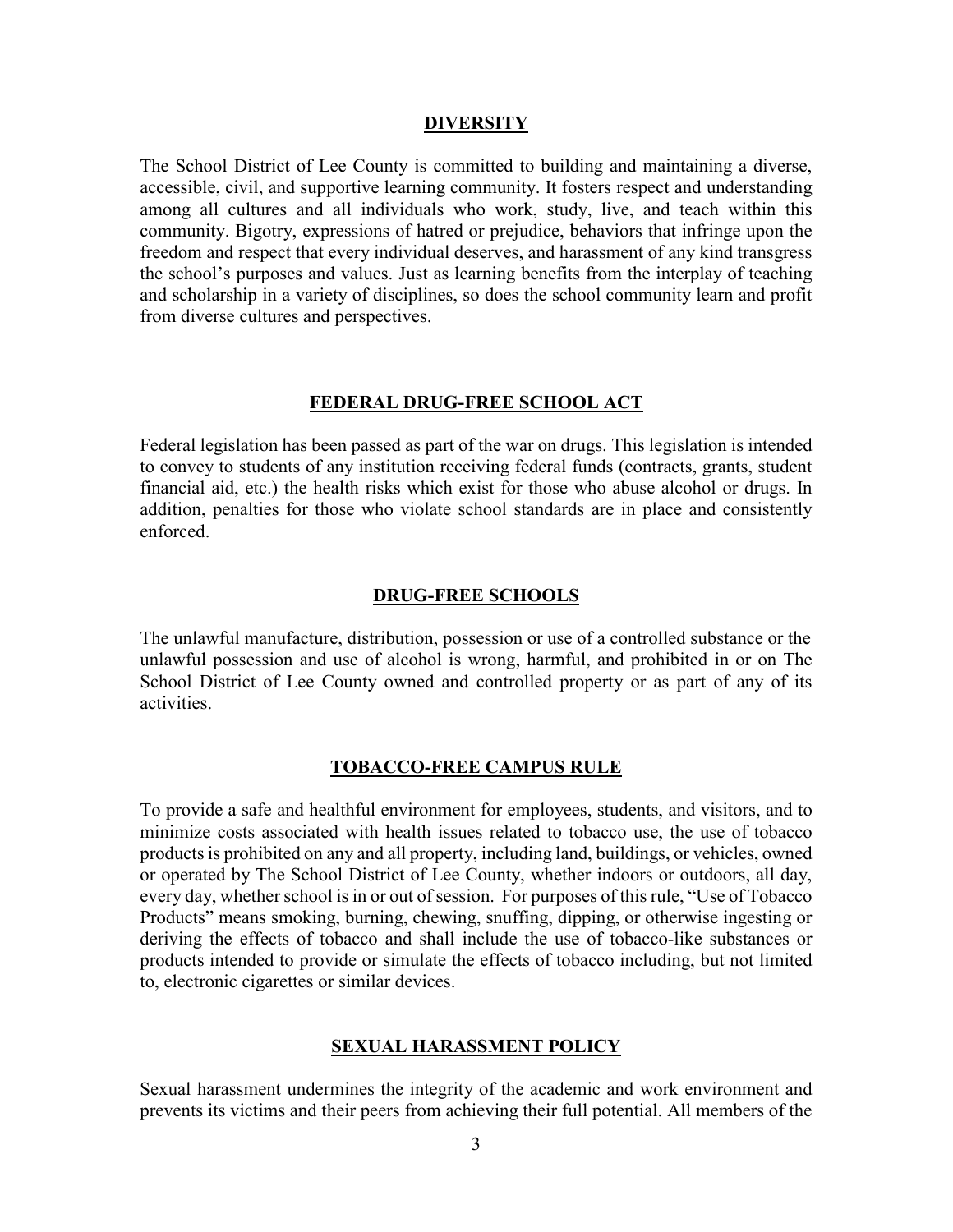## DIVERSITY

The School District of Lee County is committed to building and maintaining a diverse, accessible, civil, and supportive learning community. It fosters respect and understanding among all cultures and all individuals who work, study, live, and teach within this community. Bigotry, expressions of hatred or prejudice, behaviors that infringe upon the freedom and respect that every individual deserves, and harassment of any kind transgress the school's purposes and values. Just as learning benefits from the interplay of teaching and scholarship in a variety of disciplines, so does the school community learn and profit from diverse cultures and perspectives.

## FEDERAL DRUG-FREE SCHOOL ACT

Federal legislation has been passed as part of the war on drugs. This legislation is intended to convey to students of any institution receiving federal funds (contracts, grants, student financial aid, etc.) the health risks which exist for those who abuse alcohol or drugs. In addition, penalties for those who violate school standards are in place and consistently enforced.

## DRUG-FREE SCHOOLS

The unlawful manufacture, distribution, possession or use of a controlled substance or the unlawful possession and use of alcohol is wrong, harmful, and prohibited in or on The School District of Lee County owned and controlled property or as part of any of its activities.

## TOBACCO-FREE CAMPUS RULE

To provide a safe and healthful environment for employees, students, and visitors, and to minimize costs associated with health issues related to tobacco use, the use of tobacco products is prohibited on any and all property, including land, buildings, or vehicles, owned or operated by The School District of Lee County, whether indoors or outdoors, all day, every day, whether school is in or out of session. For purposes of this rule, "Use of Tobacco Products" means smoking, burning, chewing, snuffing, dipping, or otherwise ingesting or deriving the effects of tobacco and shall include the use of tobacco-like substances or products intended to provide or simulate the effects of tobacco including, but not limited to, electronic cigarettes or similar devices.

## SEXUAL HARASSMENT POLICY

Sexual harassment undermines the integrity of the academic and work environment and prevents its victims and their peers from achieving their full potential. All members of the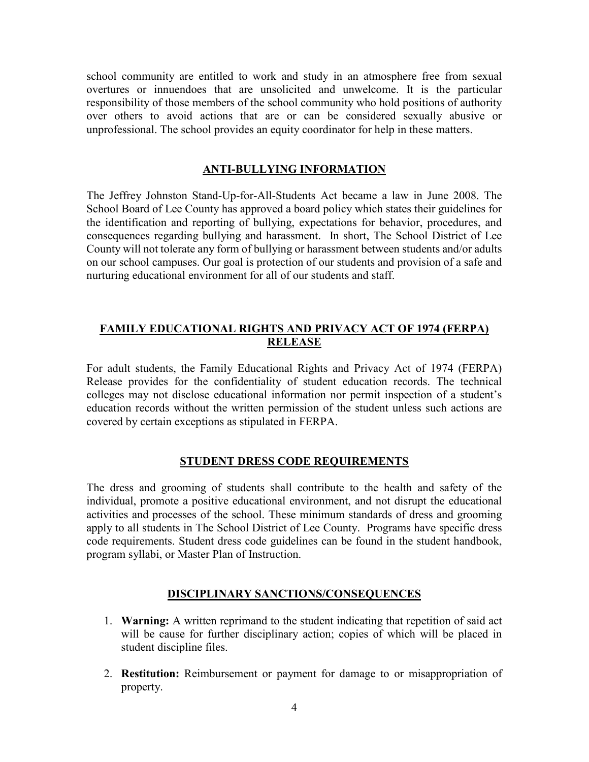school community are entitled to work and study in an atmosphere free from sexual overtures or innuendoes that are unsolicited and unwelcome. It is the particular responsibility of those members of the school community who hold positions of authority over others to avoid actions that are or can be considered sexually abusive or unprofessional. The school provides an equity coordinator for help in these matters.

## ANTI-BULLYING INFORMATION

The Jeffrey Johnston Stand-Up-for-All-Students Act became a law in June 2008. The School Board of Lee County has approved a board policy which states their guidelines for the identification and reporting of bullying, expectations for behavior, procedures, and consequences regarding bullying and harassment. In short, The School District of Lee County will not tolerate any form of bullying or harassment between students and/or adults on our school campuses. Our goal is protection of our students and provision of a safe and nurturing educational environment for all of our students and staff.

## FAMILY EDUCATIONAL RIGHTS AND PRIVACY ACT OF 1974 (FERPA) RELEASE

For adult students, the Family Educational Rights and Privacy Act of 1974 (FERPA) Release provides for the confidentiality of student education records. The technical colleges may not disclose educational information nor permit inspection of a student's education records without the written permission of the student unless such actions are covered by certain exceptions as stipulated in FERPA.

## STUDENT DRESS CODE REQUIREMENTS

The dress and grooming of students shall contribute to the health and safety of the individual, promote a positive educational environment, and not disrupt the educational activities and processes of the school. These minimum standards of dress and grooming apply to all students in The School District of Lee County. Programs have specific dress code requirements. Student dress code guidelines can be found in the student handbook, program syllabi, or Master Plan of Instruction.

## DISCIPLINARY SANCTIONS/CONSEQUENCES

1. **Warning:** A written reprimand to the student indicating that repetition of said act will be cause for further disciplinary action; copies of which will be placed in student discipline files.
2. **Restitution:** Reimbursement or payment for damage to or misappropriation of property.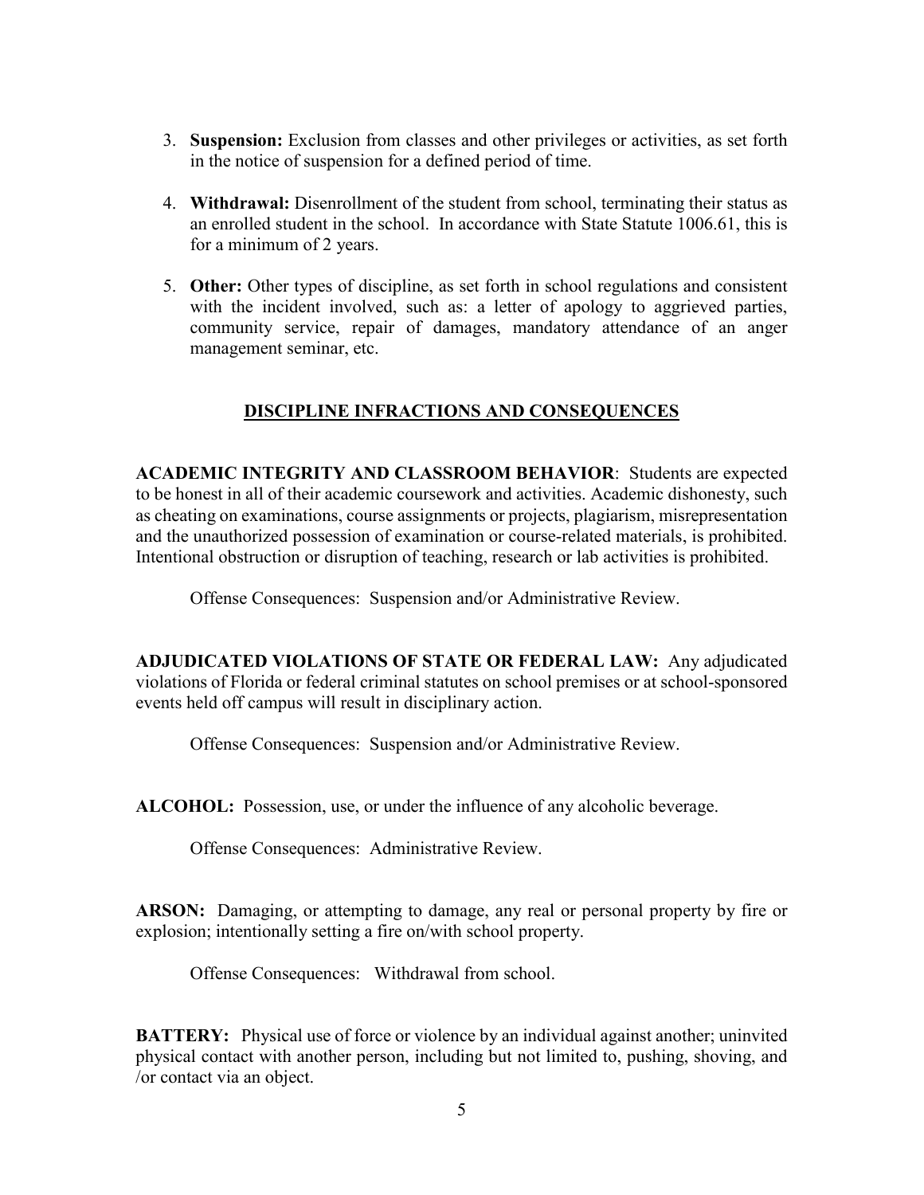3. **Suspension:** Exclusion from classes and other privileges or activities, as set forth in the notice of suspension for a defined period of time.

4. **Withdrawal:** Disenrollment of the student from school, terminating their status as an enrolled student in the school. In accordance with State Statute 1006.61, this is for a minimum of 2 years.

5. **Other:** Other types of discipline, as set forth in school regulations and consistent with the incident involved, such as: a letter of apology to aggrieved parties, community service, repair of damages, mandatory attendance of an anger management seminar, etc.

## DISCIPLINE INFRACTIONS AND CONSEQUENCES

**ACADEMIC INTEGRITY AND CLASSROOM BEHAVIOR**: Students are expected to be honest in all of their academic coursework and activities. Academic dishonesty, such as cheating on examinations, course assignments or projects, plagiarism, misrepresentation and the unauthorized possession of examination or course-related materials, is prohibited. Intentional obstruction or disruption of teaching, research or lab activities is prohibited.

Offense Consequences: Suspension and/or Administrative Review.

**ADJUDICATED VIOLATIONS OF STATE OR FEDERAL LAW:** Any adjudicated violations of Florida or federal criminal statutes on school premises or at school-sponsored events held off campus will result in disciplinary action.

Offense Consequences: Suspension and/or Administrative Review.

**ALCOHOL:** Possession, use, or under the influence of any alcoholic beverage.

Offense Consequences: Administrative Review.

**ARSON:** Damaging, or attempting to damage, any real or personal property by fire or explosion; intentionally setting a fire on/with school property.

Offense Consequences: Withdrawal from school.

**BATTERY:** Physical use of force or violence by an individual against another; uninvited physical contact with another person, including but not limited to, pushing, shoving, and /or contact via an object.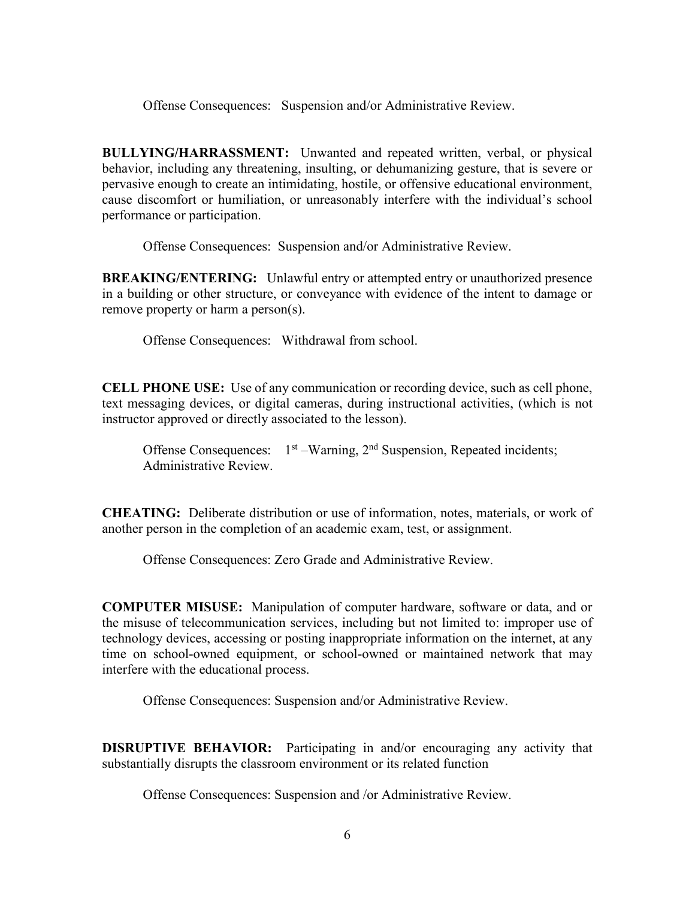Offense Consequences: Suspension and/or Administrative Review.

**BULLYING/HARRASSMENT:** Unwanted and repeated written, verbal, or physical behavior, including any threatening, insulting, or dehumanizing gesture, that is severe or pervasive enough to create an intimidating, hostile, or offensive educational environment, cause discomfort or humiliation, or unreasonably interfere with the individual's school performance or participation.

Offense Consequences: Suspension and/or Administrative Review.

**BREAKING/ENTERING:** Unlawful entry or attempted entry or unauthorized presence in a building or other structure, or conveyance with evidence of the intent to damage or remove property or harm a person(s).

Offense Consequences: Withdrawal from school.

**CELL PHONE USE:** Use of any communication or recording device, such as cell phone, text messaging devices, or digital cameras, during instructional activities, (which is not instructor approved or directly associated to the lesson).

Offense Consequences: 1st –Warning, 2nd Suspension, Repeated incidents; Administrative Review.

**CHEATING:** Deliberate distribution or use of information, notes, materials, or work of another person in the completion of an academic exam, test, or assignment.

Offense Consequences: Zero Grade and Administrative Review.

**COMPUTER MISUSE:** Manipulation of computer hardware, software or data, and or the misuse of telecommunication services, including but not limited to: improper use of technology devices, accessing or posting inappropriate information on the internet, at any time on school-owned equipment, or school-owned or maintained network that may interfere with the educational process.

Offense Consequences: Suspension and/or Administrative Review.

**DISRUPTIVE BEHAVIOR:** Participating in and/or encouraging any activity that substantially disrupts the classroom environment or its related function

Offense Consequences: Suspension and /or Administrative Review.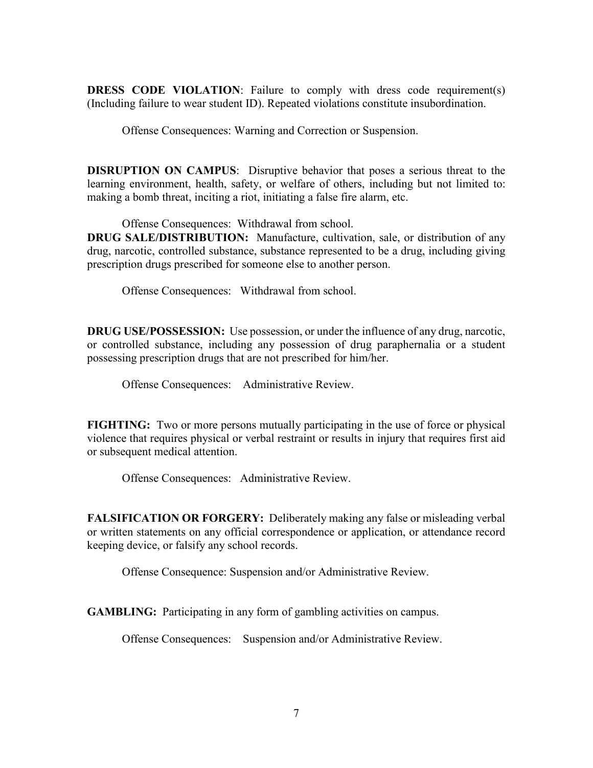**DRESS CODE VIOLATION**: Failure to comply with dress code requirement(s) (Including failure to wear student ID). Repeated violations constitute insubordination.

Offense Consequences: Warning and Correction or Suspension.

**DISRUPTION ON CAMPUS**: Disruptive behavior that poses a serious threat to the learning environment, health, safety, or welfare of others, including but not limited to: making a bomb threat, inciting a riot, initiating a false fire alarm, etc.

Offense Consequences: Withdrawal from school.

**DRUG SALE/DISTRIBUTION:** Manufacture, cultivation, sale, or distribution of any drug, narcotic, controlled substance, substance represented to be a drug, including giving prescription drugs prescribed for someone else to another person.

Offense Consequences: Withdrawal from school.

**DRUG USE/POSSESSION:** Use possession, or under the influence of any drug, narcotic, or controlled substance, including any possession of drug paraphernalia or a student possessing prescription drugs that are not prescribed for him/her.

Offense Consequences: Administrative Review.

**FIGHTING:** Two or more persons mutually participating in the use of force or physical violence that requires physical or verbal restraint or results in injury that requires first aid or subsequent medical attention.

Offense Consequences: Administrative Review.

**FALSIFICATION OR FORGERY:** Deliberately making any false or misleading verbal or written statements on any official correspondence or application, or attendance record keeping device, or falsify any school records.

Offense Consequence: Suspension and/or Administrative Review.

**GAMBLING:** Participating in any form of gambling activities on campus.

Offense Consequences: Suspension and/or Administrative Review.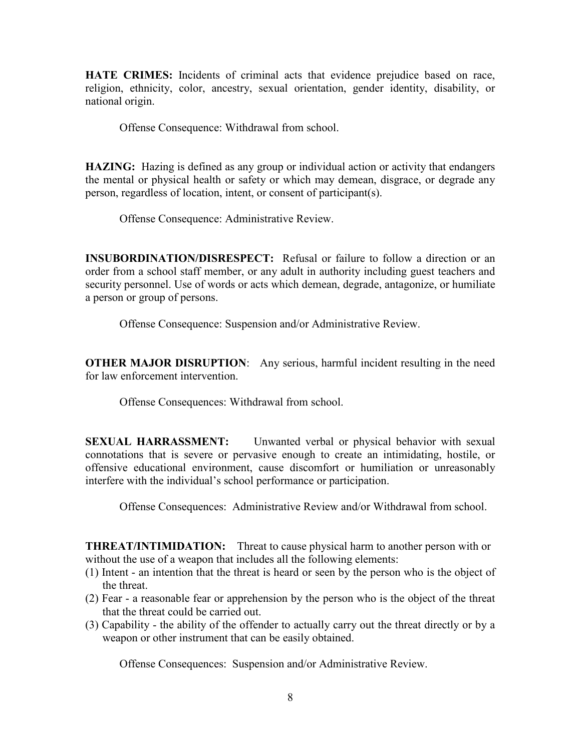**HATE CRIMES:** Incidents of criminal acts that evidence prejudice based on race, religion, ethnicity, color, ancestry, sexual orientation, gender identity, disability, or national origin.

Offense Consequence: Withdrawal from school.

**HAZING:** Hazing is defined as any group or individual action or activity that endangers the mental or physical health or safety or which may demean, disgrace, or degrade any person, regardless of location, intent, or consent of participant(s).

Offense Consequence: Administrative Review.

**INSUBORDINATION/DISRESPECT:** Refusal or failure to follow a direction or an order from a school staff member, or any adult in authority including guest teachers and security personnel. Use of words or acts which demean, degrade, antagonize, or humiliate a person or group of persons.

Offense Consequence: Suspension and/or Administrative Review.

**OTHER MAJOR DISRUPTION**: Any serious, harmful incident resulting in the need for law enforcement intervention.

Offense Consequences: Withdrawal from school.

**SEXUAL HARRASSMENT:** Unwanted verbal or physical behavior with sexual connotations that is severe or pervasive enough to create an intimidating, hostile, or offensive educational environment, cause discomfort or humiliation or unreasonably interfere with the individual's school performance or participation.

Offense Consequences: Administrative Review and/or Withdrawal from school.

**THREAT/INTIMIDATION:** Threat to cause physical harm to another person with or without the use of a weapon that includes all the following elements:

(1) Intent - an intention that the threat is heard or seen by the person who is the object of the threat.
(2) Fear - a reasonable fear or apprehension by the person who is the object of the threat that the threat could be carried out.
(3) Capability - the ability of the offender to actually carry out the threat directly or by a weapon or other instrument that can be easily obtained.

Offense Consequences: Suspension and/or Administrative Review.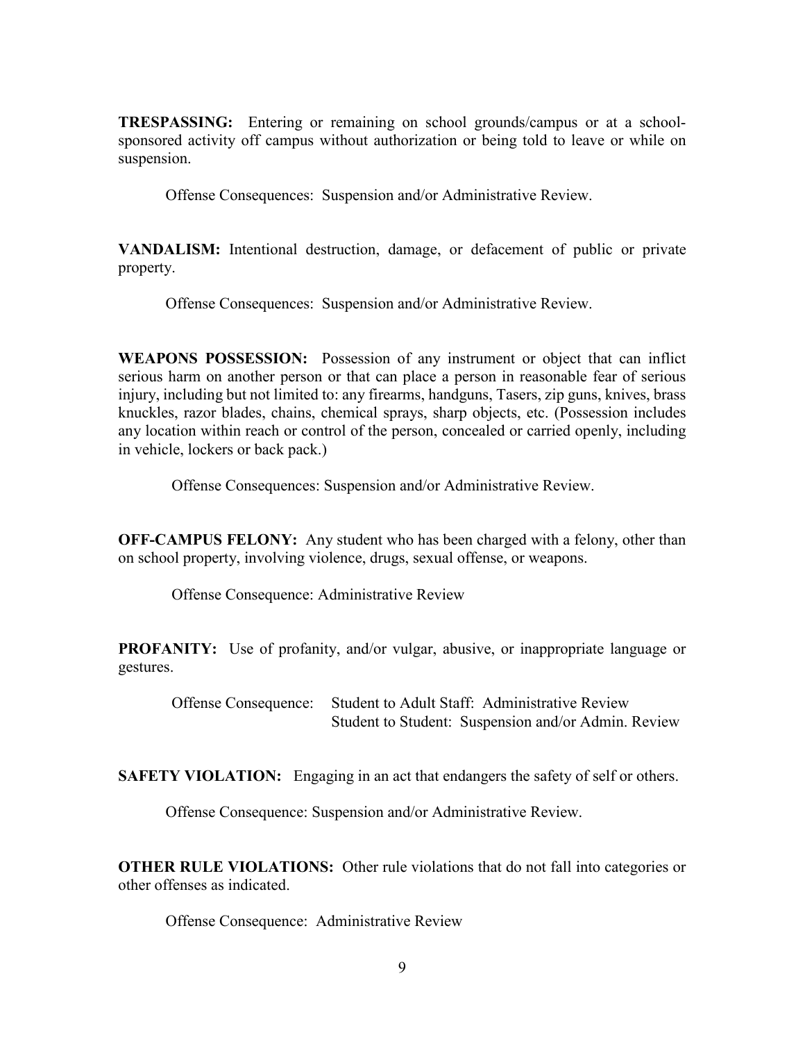**TRESPASSING:** Entering or remaining on school grounds/campus or at a school-sponsored activity off campus without authorization or being told to leave or while on suspension.

Offense Consequences: Suspension and/or Administrative Review.

**VANDALISM:** Intentional destruction, damage, or defacement of public or private property.

Offense Consequences: Suspension and/or Administrative Review.

**WEAPONS POSSESSION:** Possession of any instrument or object that can inflict serious harm on another person or that can place a person in reasonable fear of serious injury, including but not limited to: any firearms, handguns, Tasers, zip guns, knives, brass knuckles, razor blades, chains, chemical sprays, sharp objects, etc. (Possession includes any location within reach or control of the person, concealed or carried openly, including in vehicle, lockers or back pack.)

Offense Consequences: Suspension and/or Administrative Review.

**OFF-CAMPUS FELONY:** Any student who has been charged with a felony, other than on school property, involving violence, drugs, sexual offense, or weapons.

Offense Consequence: Administrative Review

**PROFANITY:** Use of profanity, and/or vulgar, abusive, or inappropriate language or gestures.

Offense Consequence: Student to Adult Staff: Administrative Review
Student to Student: Suspension and/or Admin. Review

**SAFETY VIOLATION:** Engaging in an act that endangers the safety of self or others.

Offense Consequence: Suspension and/or Administrative Review.

**OTHER RULE VIOLATIONS:** Other rule violations that do not fall into categories or other offenses as indicated.

Offense Consequence: Administrative Review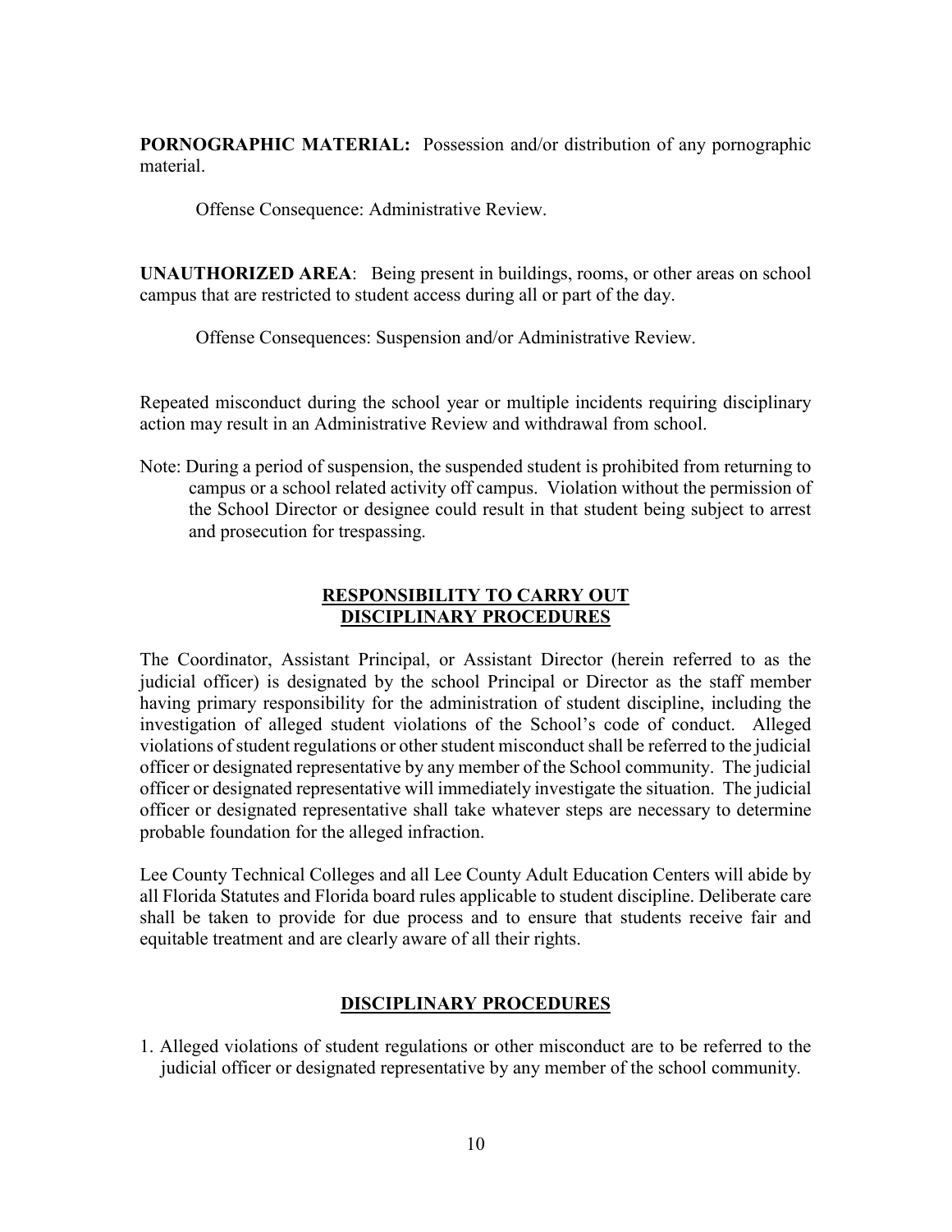**PORNOGRAPHIC MATERIAL:** Possession and/or distribution of any pornographic material.

Offense Consequence: Administrative Review.

**UNAUTHORIZED AREA**: Being present in buildings, rooms, or other areas on school campus that are restricted to student access during all or part of the day.

Offense Consequences: Suspension and/or Administrative Review.

Repeated misconduct during the school year or multiple incidents requiring disciplinary action may result in an Administrative Review and withdrawal from school.

Note: During a period of suspension, the suspended student is prohibited from returning to campus or a school related activity off campus. Violation without the permission of the School Director or designee could result in that student being subject to arrest and prosecution for trespassing.

## RESPONSIBILITY TO CARRY OUT DISCIPLINARY PROCEDURES

The Coordinator, Assistant Principal, or Assistant Director (herein referred to as the judicial officer) is designated by the school Principal or Director as the staff member having primary responsibility for the administration of student discipline, including the investigation of alleged student violations of the School's code of conduct. Alleged violations of student regulations or other student misconduct shall be referred to the judicial officer or designated representative by any member of the School community. The judicial officer or designated representative will immediately investigate the situation. The judicial officer or designated representative shall take whatever steps are necessary to determine probable foundation for the alleged infraction.

Lee County Technical Colleges and all Lee County Adult Education Centers will abide by all Florida Statutes and Florida board rules applicable to student discipline. Deliberate care shall be taken to provide for due process and to ensure that students receive fair and equitable treatment and are clearly aware of all their rights.

## DISCIPLINARY PROCEDURES

1. Alleged violations of student regulations or other misconduct are to be referred to the judicial officer or designated representative by any member of the school community.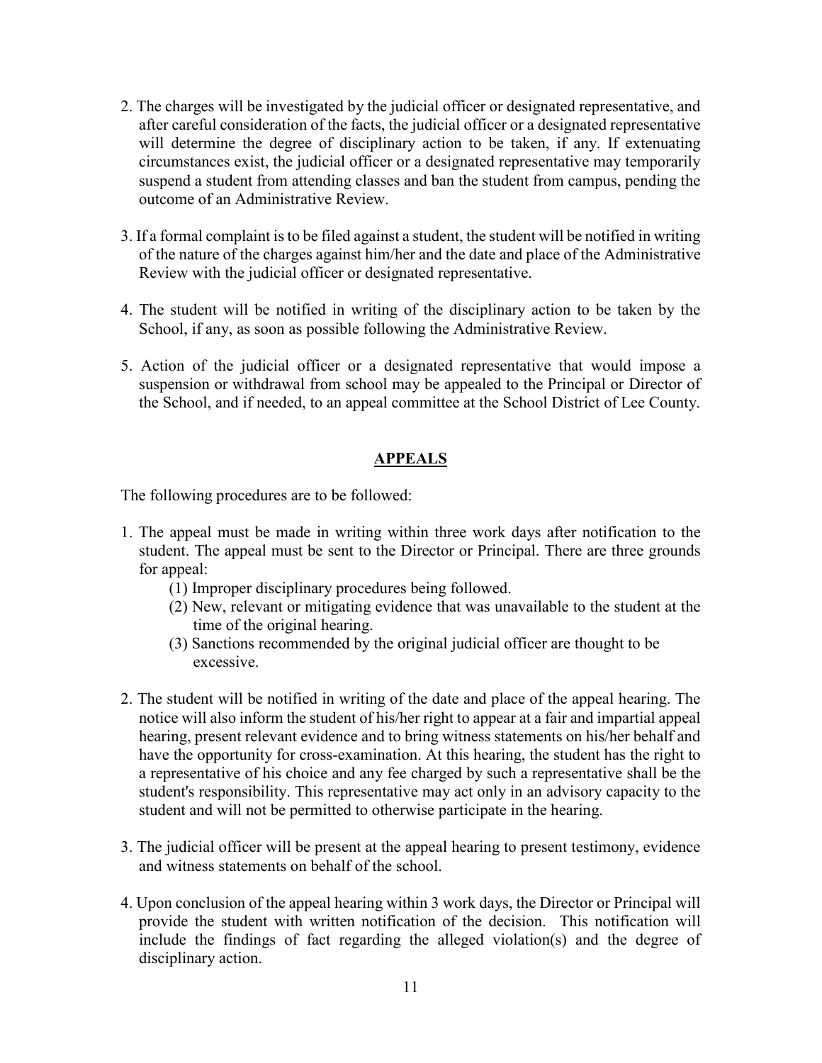2. The charges will be investigated by the judicial officer or designated representative, and after careful consideration of the facts, the judicial officer or a designated representative will determine the degree of disciplinary action to be taken, if any. If extenuating circumstances exist, the judicial officer or a designated representative may temporarily suspend a student from attending classes and ban the student from campus, pending the outcome of an Administrative Review.

3. If a formal complaint is to be filed against a student, the student will be notified in writing of the nature of the charges against him/her and the date and place of the Administrative Review with the judicial officer or designated representative.

4. The student will be notified in writing of the disciplinary action to be taken by the School, if any, as soon as possible following the Administrative Review.

5. Action of the judicial officer or a designated representative that would impose a suspension or withdrawal from school may be appealed to the Principal or Director of the School, and if needed, to an appeal committee at the School District of Lee County.

## APPEALS

The following procedures are to be followed:

1. The appeal must be made in writing within three work days after notification to the student. The appeal must be sent to the Director or Principal. There are three grounds for appeal:
   (1) Improper disciplinary procedures being followed.
   (2) New, relevant or mitigating evidence that was unavailable to the student at the time of the original hearing.
   (3) Sanctions recommended by the original judicial officer are thought to be excessive.

2. The student will be notified in writing of the date and place of the appeal hearing. The notice will also inform the student of his/her right to appear at a fair and impartial appeal hearing, present relevant evidence and to bring witness statements on his/her behalf and have the opportunity for cross-examination. At this hearing, the student has the right to a representative of his choice and any fee charged by such a representative shall be the student's responsibility. This representative may act only in an advisory capacity to the student and will not be permitted to otherwise participate in the hearing.

3. The judicial officer will be present at the appeal hearing to present testimony, evidence and witness statements on behalf of the school.

4. Upon conclusion of the appeal hearing within 3 work days, the Director or Principal will provide the student with written notification of the decision. This notification will include the findings of fact regarding the alleged violation(s) and the degree of disciplinary action.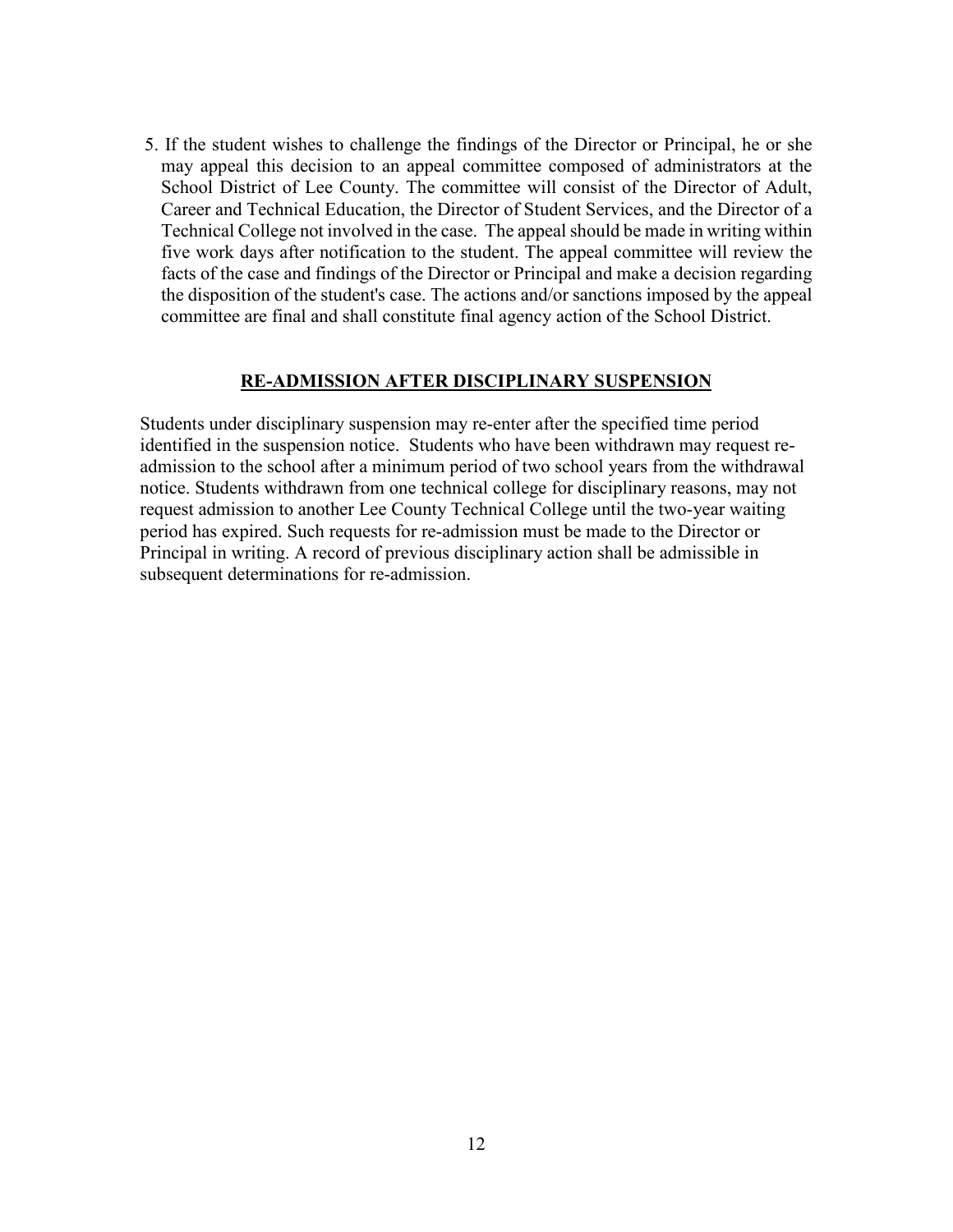5. If the student wishes to challenge the findings of the Director or Principal, he or she may appeal this decision to an appeal committee composed of administrators at the School District of Lee County. The committee will consist of the Director of Adult, Career and Technical Education, the Director of Student Services, and the Director of a Technical College not involved in the case. The appeal should be made in writing within five work days after notification to the student. The appeal committee will review the facts of the case and findings of the Director or Principal and make a decision regarding the disposition of the student's case. The actions and/or sanctions imposed by the appeal committee are final and shall constitute final agency action of the School District.

## RE-ADMISSION AFTER DISCIPLINARY SUSPENSION

Students under disciplinary suspension may re-enter after the specified time period identified in the suspension notice. Students who have been withdrawn may request re-admission to the school after a minimum period of two school years from the withdrawal notice. Students withdrawn from one technical college for disciplinary reasons, may not request admission to another Lee County Technical College until the two-year waiting period has expired. Such requests for re-admission must be made to the Director or Principal in writing. A record of previous disciplinary action shall be admissible in subsequent determinations for re-admission.